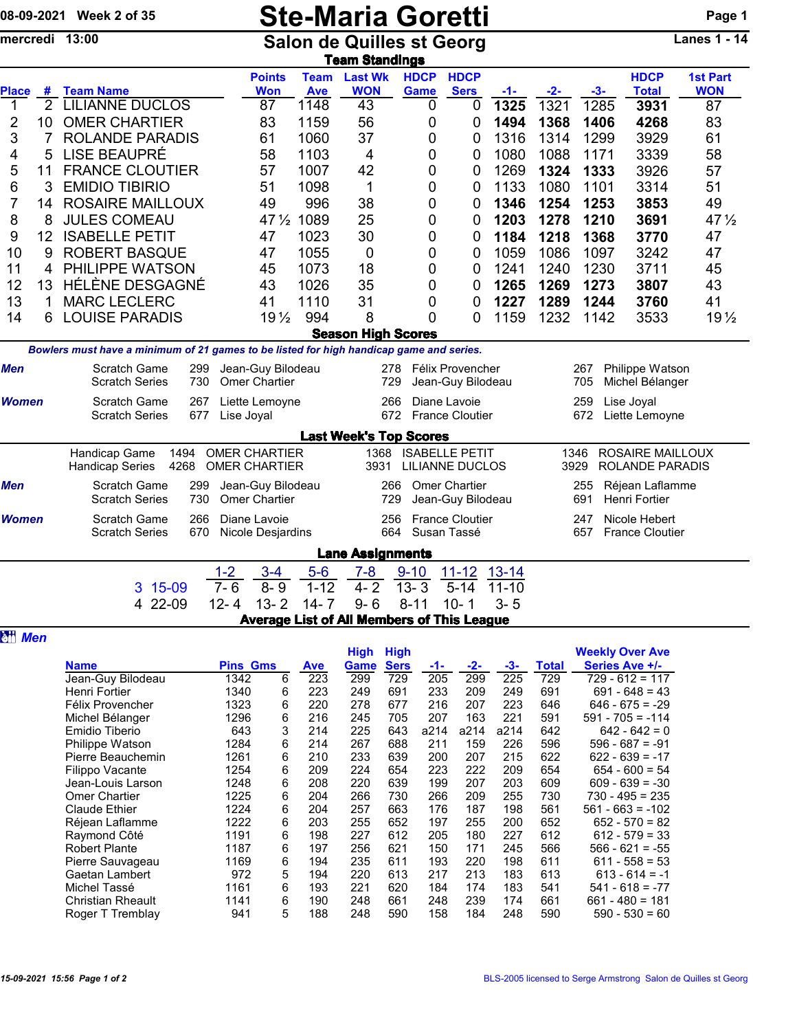08-09-2021 Week 2 of 35

# Ste-Maria Goretti

mercredi 13:00

## Salon de Quilles st Georg

Lanes 1 - 14

### Team Standings

| Place | # | Team Name | Points Won | Team Ave | Last Wk WON | HDCP Game | HDCP Sers | -1- | -2- | -3- | HDCP Total | 1st Part WON |
|---|---|---|---|---|---|---|---|---|---|---|---|---|
| 1 | 2 | LILIANNE DUCLOS | 87 | 1148 | 43 | 0 | 0 | **1325** | 1321 | 1285 | **3931** | 87 |
| 2 | 10 | OMER CHARTIER | 83 | 1159 | 56 | 0 | 0 | **1494** | **1368** | **1406** | **4268** | 83 |
| 3 | 7 | ROLANDE PARADIS | 61 | 1060 | 37 | 0 | 0 | 1316 | 1314 | 1299 | 3929 | 61 |
| 4 | 5 | LISE BEAUPRÉ | 58 | 1103 | 4 | 0 | 0 | 1080 | 1088 | 1171 | 3339 | 58 |
| 5 | 11 | FRANCE CLOUTIER | 57 | 1007 | 42 | 0 | 0 | 1269 | **1324** | **1333** | **3926** | 57 |
| 6 | 3 | EMIDIO TIBIRIO | 51 | 1098 | 1 | 0 | 0 | 1133 | 1080 | 1101 | 3314 | 51 |
| 7 | 14 | ROSAIRE MAILLOUX | 49 | 996 | 38 | 0 | 0 | **1346** | **1254** | **1253** | **3853** | 49 |
| 8 | 8 | JULES COMEAU | 47½ | 1089 | 25 | 0 | 0 | **1203** | **1278** | **1210** | **3691** | 47½ |
| 9 | 12 | ISABELLE PETIT | 47 | 1023 | 30 | 0 | 0 | **1184** | **1218** | **1368** | **3770** | 47 |
| 10 | 9 | ROBERT BASQUE | 47 | 1055 | 0 | 0 | 0 | 1059 | 1086 | 1097 | 3242 | 47 |
| 11 | 4 | PHILIPPE WATSON | 45 | 1073 | 18 | 0 | 0 | 1241 | 1240 | 1230 | 3711 | 45 |
| 12 | 13 | HÉLÈNE DESGAGNÉ | 43 | 1026 | 35 | 0 | 0 | **1265** | **1269** | **1273** | **3807** | 43 |
| 13 | 1 | MARC LECLERC | 41 | 1110 | 31 | 0 | 0 | **1227** | **1289** | **1244** | **3760** | 41 |
| 14 | 6 | LOUISE PARADIS | 19½ | 994 | 8 | 0 | 0 | 1159 | 1232 | 1142 | 3533 | 19½ |

### Season High Scores

*Bowlers must have a minimum of 21 games to be listed for high handicap game and series.*

| | | | | | | | |
|---|---|---|---|---|---|---|---|
| ***Men*** | Scratch Game | 299 | Jean-Guy Bilodeau | 278 | Félix Provencher | 267 | Philippe Watson |
| | Scratch Series | 730 | Omer Chartier | 729 | Jean-Guy Bilodeau | 705 | Michel Bélanger |
| ***Women*** | Scratch Game | 267 | Liette Lemoyne | 266 | Diane Lavoie | 259 | Lise Joyal |
| | Scratch Series | 677 | Lise Joyal | 672 | France Cloutier | 672 | Liette Lemoyne |

### Last Week's Top Scores

| | | | | | | | |
|---|---|---|---|---|---|---|---|
| | Handicap Game | 1494 | OMER CHARTIER | 1368 | ISABELLE PETIT | 1346 | ROSAIRE MAILLOUX |
| | Handicap Series | 4268 | OMER CHARTIER | 3931 | LILIANNE DUCLOS | 3929 | ROLANDE PARADIS |
| ***Men*** | Scratch Game | 299 | Jean-Guy Bilodeau | 266 | Omer Chartier | 255 | Réjean Laflamme |
| | Scratch Series | 730 | Omer Chartier | 729 | Jean-Guy Bilodeau | 691 | Henri Fortier |
| ***Women*** | Scratch Game | 266 | Diane Lavoie | 256 | France Cloutier | 247 | Nicole Hebert |
| | Scratch Series | 670 | Nicole Desjardins | 664 | Susan Tassé | 657 | France Cloutier |

### Lane Assignments

| | 1-2 | 3-4 | 5-6 | 7-8 | 9-10 | 11-12 | 13-14 |
|---|---|---|---|---|---|---|---|
| 3 15-09 | 7- 6 | 8- 9 | 1-12 | 4- 2 | 13- 3 | 5-14 | 11-10 |
| 4 22-09 | 12- 4 | 13- 2 | 14- 7 | 9- 6 | 8-11 | 10- 1 | 3- 5 |

### Average List of All Members of This League

***Men***

| Name | Pins | Gms | Ave | High Game | High Sers | -1- | -2- | -3- | Total | Weekly Over Ave Series Ave +/- |
|---|---|---|---|---|---|---|---|---|---|---|
| Jean-Guy Bilodeau | 1342 | 6 | 223 | 299 | 729 | 205 | 299 | 225 | 729 | 729 - 612 = 117 |
| Henri Fortier | 1340 | 6 | 223 | 249 | 691 | 233 | 209 | 249 | 691 | 691 - 648 = 43 |
| Félix Provencher | 1323 | 6 | 220 | 278 | 677 | 216 | 207 | 223 | 646 | 646 - 675 = -29 |
| Michel Bélanger | 1296 | 6 | 216 | 245 | 705 | 207 | 163 | 221 | 591 | 591 - 705 = -114 |
| Emidio Tiberio | 643 | 3 | 214 | 225 | 643 | a214 | a214 | a214 | 642 | 642 - 642 = 0 |
| Philippe Watson | 1284 | 6 | 214 | 267 | 688 | 211 | 159 | 226 | 596 | 596 - 687 = -91 |
| Pierre Beauchemin | 1261 | 6 | 210 | 233 | 639 | 200 | 207 | 215 | 622 | 622 - 639 = -17 |
| Filippo Vacante | 1254 | 6 | 209 | 224 | 654 | 223 | 222 | 209 | 654 | 654 - 600 = 54 |
| Jean-Louis Larson | 1248 | 6 | 208 | 220 | 639 | 199 | 207 | 203 | 609 | 609 - 639 = -30 |
| Omer Chartier | 1225 | 6 | 204 | 266 | 730 | 266 | 209 | 255 | 730 | 730 - 495 = 235 |
| Claude Ethier | 1224 | 6 | 204 | 257 | 663 | 176 | 187 | 198 | 561 | 561 - 663 = -102 |
| Réjean Laflamme | 1222 | 6 | 203 | 255 | 652 | 197 | 255 | 200 | 652 | 652 - 570 = 82 |
| Raymond Côté | 1191 | 6 | 198 | 227 | 612 | 205 | 180 | 227 | 612 | 612 - 579 = 33 |
| Robert Plante | 1187 | 6 | 197 | 256 | 621 | 150 | 171 | 245 | 566 | 566 - 621 = -55 |
| Pierre Sauvageau | 1169 | 6 | 194 | 235 | 611 | 193 | 220 | 198 | 611 | 611 - 558 = 53 |
| Gaetan Lambert | 972 | 5 | 194 | 220 | 613 | 217 | 213 | 183 | 613 | 613 - 614 = -1 |
| Michel Tassé | 1161 | 6 | 193 | 221 | 620 | 184 | 174 | 183 | 541 | 541 - 618 = -77 |
| Christian Rheault | 1141 | 6 | 190 | 248 | 661 | 248 | 239 | 174 | 661 | 661 - 480 = 181 |
| Roger T Tremblay | 941 | 5 | 188 | 248 | 590 | 158 | 184 | 248 | 590 | 590 - 530 = 60 |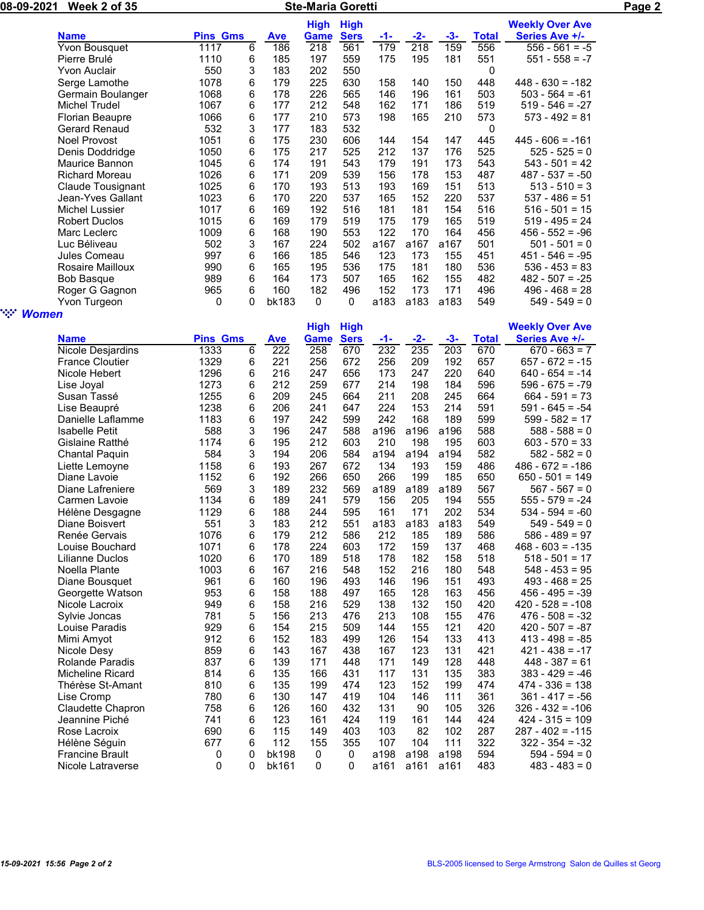| Name | Pins | Gms | Ave | High Game | High Sers | -1- | -2- | -3- | Total | Weekly Over Ave Series Ave +/- |
|---|---|---|---|---|---|---|---|---|---|---|
| Yvon Bousquet | 1117 | 6 | 186 | 218 | 561 | 179 | 218 | 159 | 556 | 556 - 561 = -5 |
| Pierre Brulé | 1110 | 6 | 185 | 197 | 559 | 175 | 195 | 181 | 551 | 551 - 558 = -7 |
| Yvon Auclair | 550 | 3 | 183 | 202 | 550 | | | | 0 | |
| Serge Lamothe | 1078 | 6 | 179 | 225 | 630 | 158 | 140 | 150 | 448 | 448 - 630 = -182 |
| Germain Boulanger | 1068 | 6 | 178 | 226 | 565 | 146 | 196 | 161 | 503 | 503 - 564 = -61 |
| Michel Trudel | 1067 | 6 | 177 | 212 | 548 | 162 | 171 | 186 | 519 | 519 - 546 = -27 |
| Florian Beaupre | 1066 | 6 | 177 | 210 | 573 | 198 | 165 | 210 | 573 | 573 - 492 = 81 |
| Gerard Renaud | 532 | 3 | 177 | 183 | 532 | | | | 0 | |
| Noel Provost | 1051 | 6 | 175 | 230 | 606 | 144 | 154 | 147 | 445 | 445 - 606 = -161 |
| Denis Doddridge | 1050 | 6 | 175 | 217 | 525 | 212 | 137 | 176 | 525 | 525 - 525 = 0 |
| Maurice Bannon | 1045 | 6 | 174 | 191 | 543 | 179 | 191 | 173 | 543 | 543 - 501 = 42 |
| Richard Moreau | 1026 | 6 | 171 | 209 | 539 | 156 | 178 | 153 | 487 | 487 - 537 = -50 |
| Claude Tousignant | 1025 | 6 | 170 | 193 | 513 | 193 | 169 | 151 | 513 | 513 - 510 = 3 |
| Jean-Yves Gallant | 1023 | 6 | 170 | 220 | 537 | 165 | 152 | 220 | 537 | 537 - 486 = 51 |
| Michel Lussier | 1017 | 6 | 169 | 192 | 516 | 181 | 181 | 154 | 516 | 516 - 501 = 15 |
| Robert Duclos | 1015 | 6 | 169 | 179 | 519 | 175 | 179 | 165 | 519 | 519 - 495 = 24 |
| Marc Leclerc | 1009 | 6 | 168 | 190 | 553 | 122 | 170 | 164 | 456 | 456 - 552 = -96 |
| Luc Béliveau | 502 | 3 | 167 | 224 | 502 | a167 | a167 | a167 | 501 | 501 - 501 = 0 |
| Jules Comeau | 997 | 6 | 166 | 185 | 546 | 123 | 173 | 155 | 451 | 451 - 546 = -95 |
| Rosaire Mailloux | 990 | 6 | 165 | 195 | 536 | 175 | 181 | 180 | 536 | 536 - 453 = 83 |
| Bob Basque | 989 | 6 | 164 | 173 | 507 | 165 | 162 | 155 | 482 | 482 - 507 = -25 |
| Roger G Gagnon | 965 | 6 | 160 | 182 | 496 | 152 | 173 | 171 | 496 | 496 - 468 = 28 |
| Yvon Turgeon | 0 | 0 | bk183 | 0 | 0 | a183 | a183 | a183 | 549 | 549 - 549 = 0 |

### *Women*

| Name | Pins | Gms | Ave | High Game | High Sers | -1- | -2- | -3- | Total | Weekly Over Ave Series Ave +/- |
|---|---|---|---|---|---|---|---|---|---|---|
| Nicole Desjardins | 1333 | 6 | 222 | 258 | 670 | 232 | 235 | 203 | 670 | 670 - 663 = 7 |
| France Cloutier | 1329 | 6 | 221 | 256 | 672 | 256 | 209 | 192 | 657 | 657 - 672 = -15 |
| Nicole Hebert | 1296 | 6 | 216 | 247 | 656 | 173 | 247 | 220 | 640 | 640 - 654 = -14 |
| Lise Joyal | 1273 | 6 | 212 | 259 | 677 | 214 | 198 | 184 | 596 | 596 - 675 = -79 |
| Susan Tassé | 1255 | 6 | 209 | 245 | 664 | 211 | 208 | 245 | 664 | 664 - 591 = 73 |
| Lise Beaupré | 1238 | 6 | 206 | 241 | 647 | 224 | 153 | 214 | 591 | 591 - 645 = -54 |
| Danielle Laflamme | 1183 | 6 | 197 | 242 | 599 | 242 | 168 | 189 | 599 | 599 - 582 = 17 |
| Isabelle Petit | 588 | 3 | 196 | 247 | 588 | a196 | a196 | a196 | 588 | 588 - 588 = 0 |
| Gislaine Ratthé | 1174 | 6 | 195 | 212 | 603 | 210 | 198 | 195 | 603 | 603 - 570 = 33 |
| Chantal Paquin | 584 | 3 | 194 | 206 | 584 | a194 | a194 | a194 | 582 | 582 - 582 = 0 |
| Liette Lemoyne | 1158 | 6 | 193 | 267 | 672 | 134 | 193 | 159 | 486 | 486 - 672 = -186 |
| Diane Lavoie | 1152 | 6 | 192 | 266 | 650 | 266 | 199 | 185 | 650 | 650 - 501 = 149 |
| Diane Lafreniere | 569 | 3 | 189 | 232 | 569 | a189 | a189 | a189 | 567 | 567 - 567 = 0 |
| Carmen Lavoie | 1134 | 6 | 189 | 241 | 579 | 156 | 205 | 194 | 555 | 555 - 579 = -24 |
| Hélène Desgagne | 1129 | 6 | 188 | 244 | 595 | 161 | 171 | 202 | 534 | 534 - 594 = -60 |
| Diane Boisvert | 551 | 3 | 183 | 212 | 551 | a183 | a183 | a183 | 549 | 549 - 549 = 0 |
| Renée Gervais | 1076 | 6 | 179 | 212 | 586 | 212 | 185 | 189 | 586 | 586 - 489 = 97 |
| Louise Bouchard | 1071 | 6 | 178 | 224 | 603 | 172 | 159 | 137 | 468 | 468 - 603 = -135 |
| Lilianne Duclos | 1020 | 6 | 170 | 189 | 518 | 178 | 182 | 158 | 518 | 518 - 501 = 17 |
| Noella Plante | 1003 | 6 | 167 | 216 | 548 | 152 | 216 | 180 | 548 | 548 - 453 = 95 |
| Diane Bousquet | 961 | 6 | 160 | 196 | 493 | 146 | 196 | 151 | 493 | 493 - 468 = 25 |
| Georgette Watson | 953 | 6 | 158 | 188 | 497 | 165 | 128 | 163 | 456 | 456 - 495 = -39 |
| Nicole Lacroix | 949 | 6 | 158 | 216 | 529 | 138 | 132 | 150 | 420 | 420 - 528 = -108 |
| Sylvie Joncas | 781 | 5 | 156 | 213 | 476 | 213 | 108 | 155 | 476 | 476 - 508 = -32 |
| Louise Paradis | 929 | 6 | 154 | 215 | 509 | 144 | 155 | 121 | 420 | 420 - 507 = -87 |
| Mimi Amyot | 912 | 6 | 152 | 183 | 499 | 126 | 154 | 133 | 413 | 413 - 498 = -85 |
| Nicole Desy | 859 | 6 | 143 | 167 | 438 | 167 | 123 | 131 | 421 | 421 - 438 = -17 |
| Rolande Paradis | 837 | 6 | 139 | 171 | 448 | 171 | 149 | 128 | 448 | 448 - 387 = 61 |
| Micheline Ricard | 814 | 6 | 135 | 166 | 431 | 117 | 131 | 135 | 383 | 383 - 429 = -46 |
| Thérèse St-Amant | 810 | 6 | 135 | 199 | 474 | 123 | 152 | 199 | 474 | 474 - 336 = 138 |
| Lise Cromp | 780 | 6 | 130 | 147 | 419 | 104 | 146 | 111 | 361 | 361 - 417 = -56 |
| Claudette Chapron | 758 | 6 | 126 | 160 | 432 | 131 | 90 | 105 | 326 | 326 - 432 = -106 |
| Jeannine Piché | 741 | 6 | 123 | 161 | 424 | 119 | 161 | 144 | 424 | 424 - 315 = 109 |
| Rose Lacroix | 690 | 6 | 115 | 149 | 403 | 103 | 82 | 102 | 287 | 287 - 402 = -115 |
| Hélène Séguin | 677 | 6 | 112 | 155 | 355 | 107 | 104 | 111 | 322 | 322 - 354 = -32 |
| Francine Brault | 0 | 0 | bk198 | 0 | 0 | a198 | a198 | a198 | 594 | 594 - 594 = 0 |
| Nicole Latraverse | 0 | 0 | bk161 | 0 | 0 | a161 | a161 | a161 | 483 | 483 - 483 = 0 |